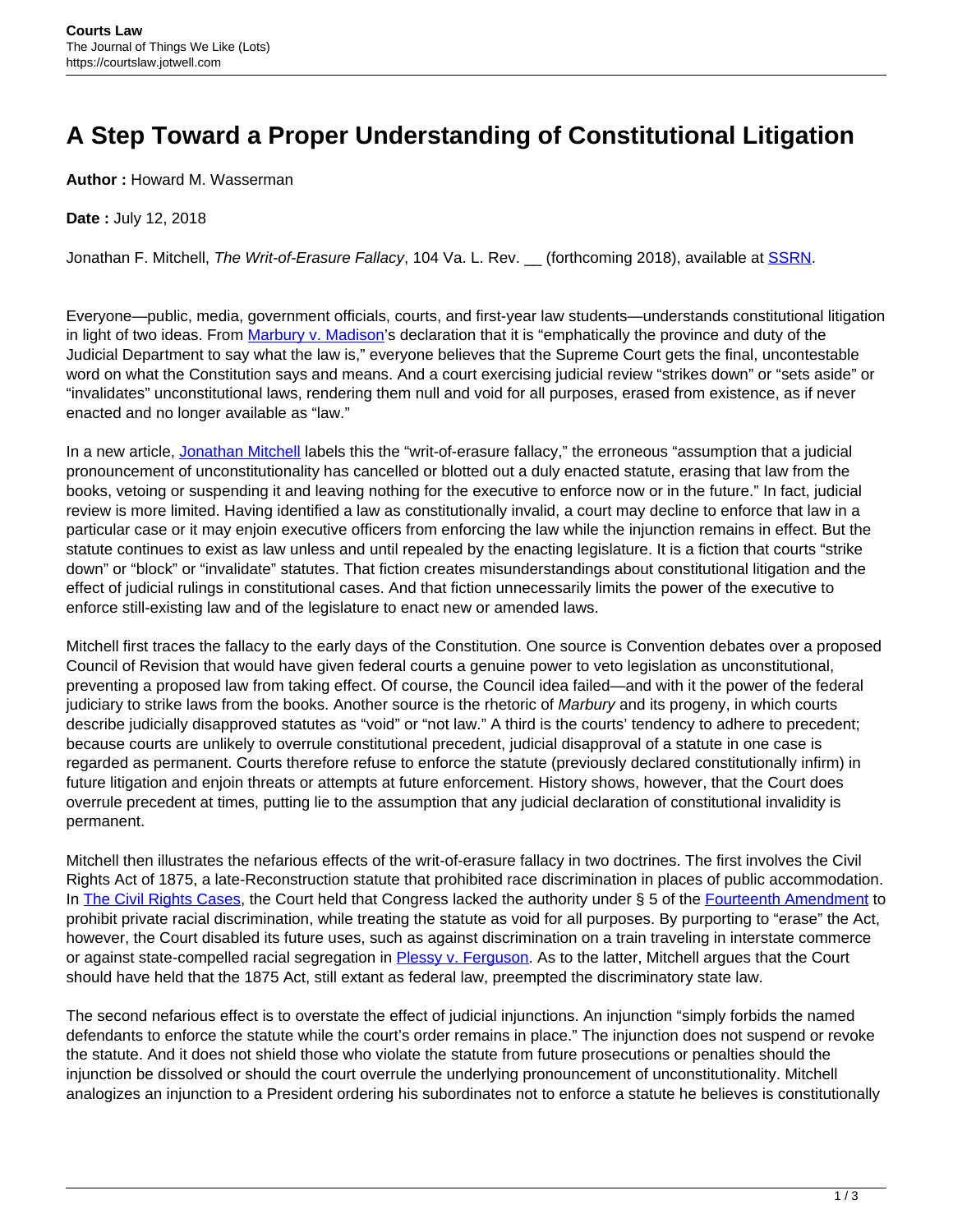# A Step Toward a Proper Understanding of Constitutional Litigation

**Author :** Howard M. Wasserman

**Date :** July 12, 2018

Jonathan F. Mitchell, *The Writ-of-Erasure Fallacy*, 104 Va. L. Rev. __ (forthcoming 2018), available at SSRN.

Everyone—public, media, government officials, courts, and first-year law students—understands constitutional litigation in light of two ideas. From Marbury v. Madison's declaration that it is "emphatically the province and duty of the Judicial Department to say what the law is," everyone believes that the Supreme Court gets the final, uncontestable word on what the Constitution says and means. And a court exercising judicial review "strikes down" or "sets aside" or "invalidates" unconstitutional laws, rendering them null and void for all purposes, erased from existence, as if never enacted and no longer available as "law."

In a new article, Jonathan Mitchell labels this the "writ-of-erasure fallacy," the erroneous "assumption that a judicial pronouncement of unconstitutionality has cancelled or blotted out a duly enacted statute, erasing that law from the books, vetoing or suspending it and leaving nothing for the executive to enforce now or in the future." In fact, judicial review is more limited. Having identified a law as constitutionally invalid, a court may decline to enforce that law in a particular case or it may enjoin executive officers from enforcing the law while the injunction remains in effect. But the statute continues to exist as law unless and until repealed by the enacting legislature. It is a fiction that courts "strike down" or "block" or "invalidate" statutes. That fiction creates misunderstandings about constitutional litigation and the effect of judicial rulings in constitutional cases. And that fiction unnecessarily limits the power of the executive to enforce still-existing law and of the legislature to enact new or amended laws.

Mitchell first traces the fallacy to the early days of the Constitution. One source is Convention debates over a proposed Council of Revision that would have given federal courts a genuine power to veto legislation as unconstitutional, preventing a proposed law from taking effect. Of course, the Council idea failed—and with it the power of the federal judiciary to strike laws from the books. Another source is the rhetoric of *Marbury* and its progeny, in which courts describe judicially disapproved statutes as "void" or "not law." A third is the courts' tendency to adhere to precedent; because courts are unlikely to overrule constitutional precedent, judicial disapproval of a statute in one case is regarded as permanent. Courts therefore refuse to enforce the statute (previously declared constitutionally infirm) in future litigation and enjoin threats or attempts at future enforcement. History shows, however, that the Court does overrule precedent at times, putting lie to the assumption that any judicial declaration of constitutional invalidity is permanent.

Mitchell then illustrates the nefarious effects of the writ-of-erasure fallacy in two doctrines. The first involves the Civil Rights Act of 1875, a late-Reconstruction statute that prohibited race discrimination in places of public accommodation. In The Civil Rights Cases, the Court held that Congress lacked the authority under § 5 of the Fourteenth Amendment to prohibit private racial discrimination, while treating the statute as void for all purposes. By purporting to "erase" the Act, however, the Court disabled its future uses, such as against discrimination on a train traveling in interstate commerce or against state-compelled racial segregation in Plessy v. Ferguson. As to the latter, Mitchell argues that the Court should have held that the 1875 Act, still extant as federal law, preempted the discriminatory state law.

The second nefarious effect is to overstate the effect of judicial injunctions. An injunction "simply forbids the named defendants to enforce the statute while the court's order remains in place." The injunction does not suspend or revoke the statute. And it does not shield those who violate the statute from future prosecutions or penalties should the injunction be dissolved or should the court overrule the underlying pronouncement of unconstitutionality. Mitchell analogizes an injunction to a President ordering his subordinates not to enforce a statute he believes is constitutionally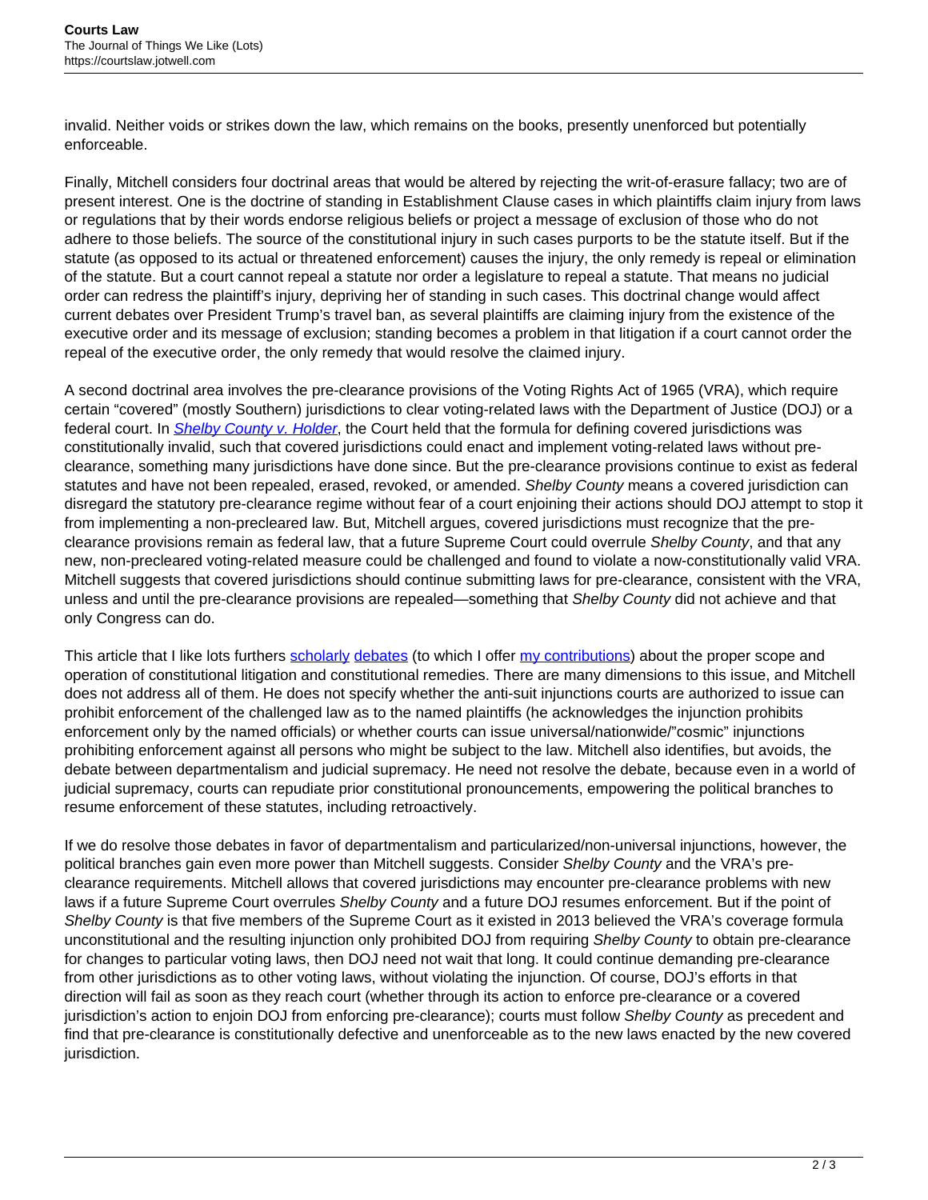invalid. Neither voids or strikes down the law, which remains on the books, presently unenforced but potentially enforceable.

Finally, Mitchell considers four doctrinal areas that would be altered by rejecting the writ-of-erasure fallacy; two are of present interest. One is the doctrine of standing in Establishment Clause cases in which plaintiffs claim injury from laws or regulations that by their words endorse religious beliefs or project a message of exclusion of those who do not adhere to those beliefs. The source of the constitutional injury in such cases purports to be the statute itself. But if the statute (as opposed to its actual or threatened enforcement) causes the injury, the only remedy is repeal or elimination of the statute. But a court cannot repeal a statute nor order a legislature to repeal a statute. That means no judicial order can redress the plaintiff's injury, depriving her of standing in such cases. This doctrinal change would affect current debates over President Trump's travel ban, as several plaintiffs are claiming injury from the existence of the executive order and its message of exclusion; standing becomes a problem in that litigation if a court cannot order the repeal of the executive order, the only remedy that would resolve the claimed injury.

A second doctrinal area involves the pre-clearance provisions of the Voting Rights Act of 1965 (VRA), which require certain "covered" (mostly Southern) jurisdictions to clear voting-related laws with the Department of Justice (DOJ) or a federal court. In [*Shelby County v. Holder*](), the Court held that the formula for defining covered jurisdictions was constitutionally invalid, such that covered jurisdictions could enact and implement voting-related laws without pre-clearance, something many jurisdictions have done since. But the pre-clearance provisions continue to exist as federal statutes and have not been repealed, erased, revoked, or amended. *Shelby County* means a covered jurisdiction can disregard the statutory pre-clearance regime without fear of a court enjoining their actions should DOJ attempt to stop it from implementing a non-precleared law. But, Mitchell argues, covered jurisdictions must recognize that the pre-clearance provisions remain as federal law, that a future Supreme Court could overrule *Shelby County*, and that any new, non-precleared voting-related measure could be challenged and found to violate a now-constitutionally valid VRA. Mitchell suggests that covered jurisdictions should continue submitting laws for pre-clearance, consistent with the VRA, unless and until the pre-clearance provisions are repealed—something that *Shelby County* did not achieve and that only Congress can do.

This article that I like lots furthers [scholarly]() [debates]() (to which I offer [my contributions]()) about the proper scope and operation of constitutional litigation and constitutional remedies. There are many dimensions to this issue, and Mitchell does not address all of them. He does not specify whether the anti-suit injunctions courts are authorized to issue can prohibit enforcement of the challenged law as to the named plaintiffs (he acknowledges the injunction prohibits enforcement only by the named officials) or whether courts can issue universal/nationwide/"cosmic" injunctions prohibiting enforcement against all persons who might be subject to the law. Mitchell also identifies, but avoids, the debate between departmentalism and judicial supremacy. He need not resolve the debate, because even in a world of judicial supremacy, courts can repudiate prior constitutional pronouncements, empowering the political branches to resume enforcement of these statutes, including retroactively.

If we do resolve those debates in favor of departmentalism and particularized/non-universal injunctions, however, the political branches gain even more power than Mitchell suggests. Consider *Shelby County* and the VRA's pre-clearance requirements. Mitchell allows that covered jurisdictions may encounter pre-clearance problems with new laws if a future Supreme Court overrules *Shelby County* and a future DOJ resumes enforcement. But if the point of *Shelby County* is that five members of the Supreme Court as it existed in 2013 believed the VRA's coverage formula unconstitutional and the resulting injunction only prohibited DOJ from requiring *Shelby County* to obtain pre-clearance for changes to particular voting laws, then DOJ need not wait that long. It could continue demanding pre-clearance from other jurisdictions as to other voting laws, without violating the injunction. Of course, DOJ's efforts in that direction will fail as soon as they reach court (whether through its action to enforce pre-clearance or a covered jurisdiction's action to enjoin DOJ from enforcing pre-clearance); courts must follow *Shelby County* as precedent and find that pre-clearance is constitutionally defective and unenforceable as to the new laws enacted by the new covered jurisdiction.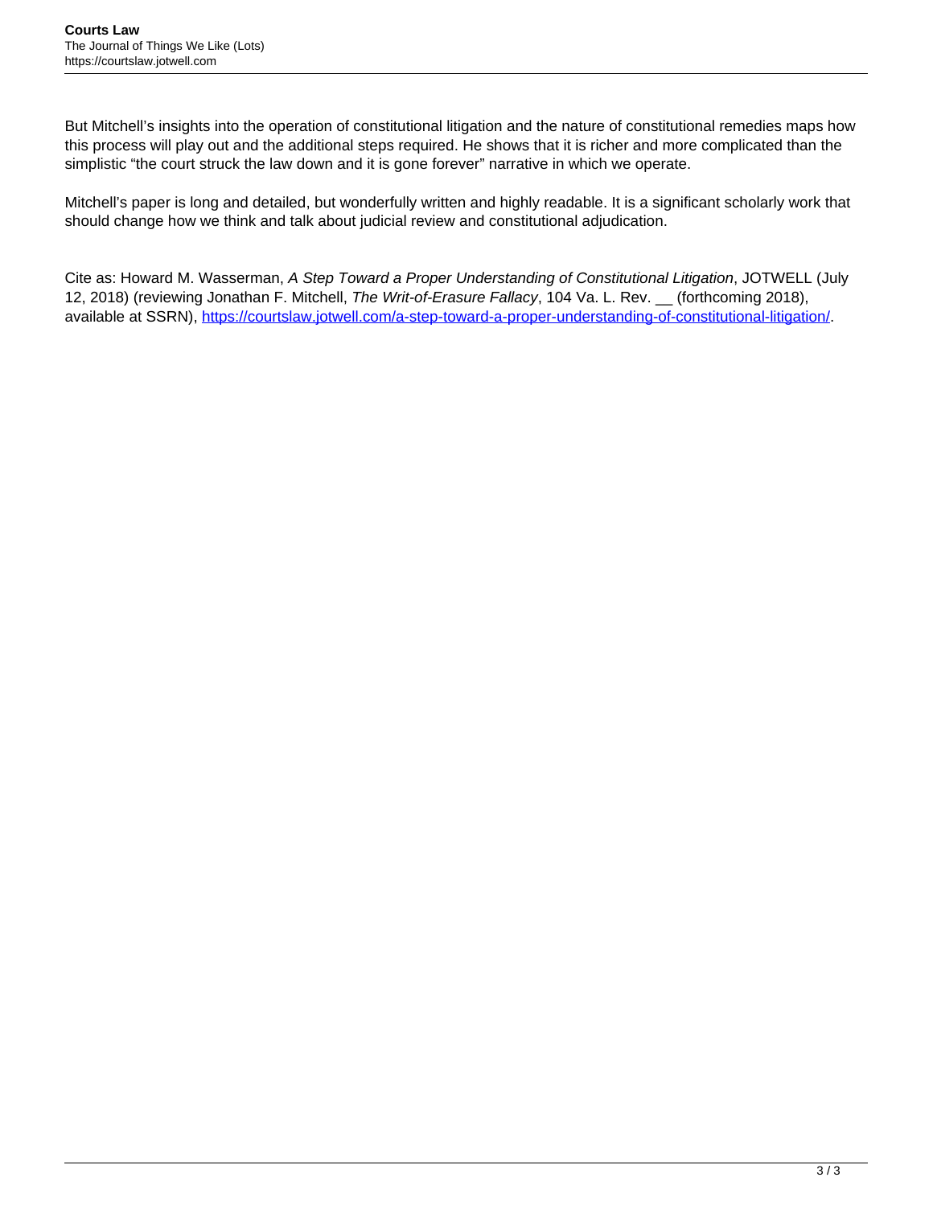But Mitchell's insights into the operation of constitutional litigation and the nature of constitutional remedies maps how this process will play out and the additional steps required. He shows that it is richer and more complicated than the simplistic "the court struck the law down and it is gone forever" narrative in which we operate.

Mitchell's paper is long and detailed, but wonderfully written and highly readable. It is a significant scholarly work that should change how we think and talk about judicial review and constitutional adjudication.

Cite as: Howard M. Wasserman, *A Step Toward a Proper Understanding of Constitutional Litigation*, JOTWELL (July 12, 2018) (reviewing Jonathan F. Mitchell, *The Writ-of-Erasure Fallacy*, 104 Va. L. Rev. __ (forthcoming 2018), available at SSRN), [https://courtslaw.jotwell.com/a-step-toward-a-proper-understanding-of-constitutional-litigation/](https://courtslaw.jotwell.com/a-step-toward-a-proper-understanding-of-constitutional-litigation/).